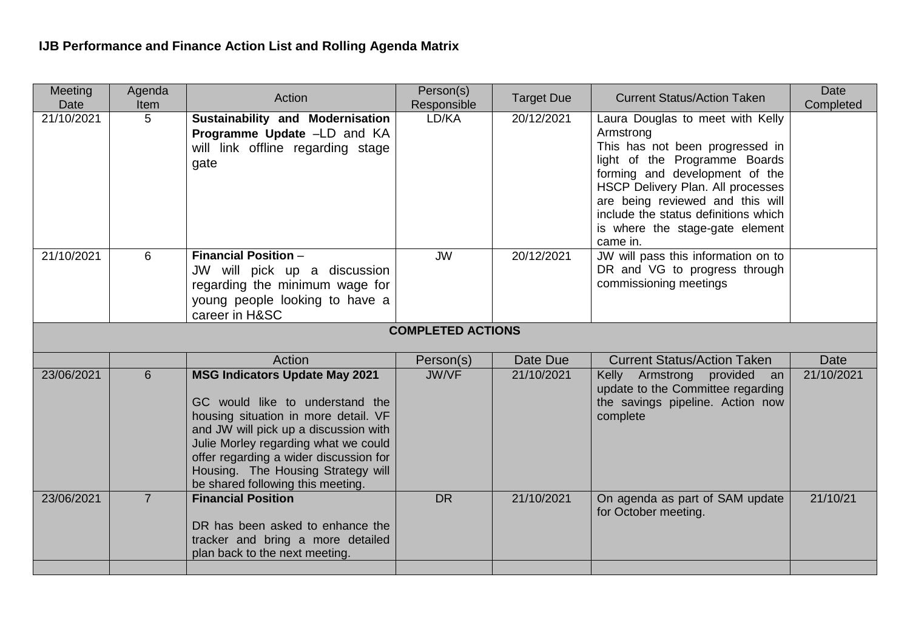# IJB Performance and Finance Action List and Rolling Agenda Matrix

| Meeting Date | Agenda Item | Action | Person(s) Responsible | Target Due | Current Status/Action Taken | Date Completed |
|---|---|---|---|---|---|---|
| 21/10/2021 | 5 | **Sustainability and Modernisation Programme Update** –LD and KA will link offline regarding stage gate | LD/KA | 20/12/2021 | Laura Douglas to meet with Kelly Armstrong<br>This has not been progressed in light of the Programme Boards forming and development of the HSCP Delivery Plan. All processes are being reviewed and this will include the status definitions which is where the stage-gate element came in. | |
| 21/10/2021 | 6 | **Financial Position** –<br>JW will pick up a discussion regarding the minimum wage for young people looking to have a career in H&SC | JW | 20/12/2021 | JW will pass this information on to DR and VG to progress through commissioning meetings | |
| | | **COMPLETED ACTIONS** | | | | |
| | | Action | Person(s) | Date Due | Current Status/Action Taken | Date |
| 23/06/2021 | 6 | **MSG Indicators Update May 2021**<br><br>GC would like to understand the housing situation in more detail. VF and JW will pick up a discussion with Julie Morley regarding what we could offer regarding a wider discussion for Housing. The Housing Strategy will be shared following this meeting. | JW/VF | 21/10/2021 | Kelly Armstrong provided an update to the Committee regarding the savings pipeline. Action now complete | 21/10/2021 |
| 23/06/2021 | 7 | **Financial Position**<br><br>DR has been asked to enhance the tracker and bring a more detailed plan back to the next meeting. | DR | 21/10/2021 | On agenda as part of SAM update for October meeting. | 21/10/21 |
| | | | | | | |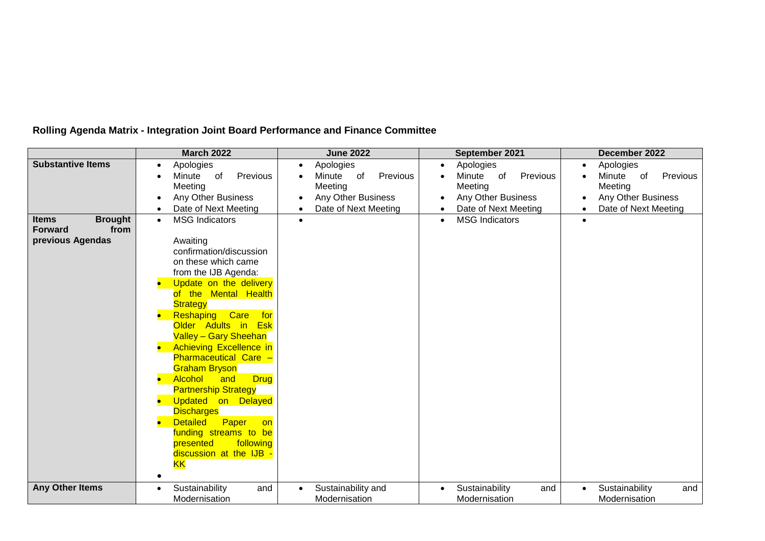**Rolling Agenda Matrix - Integration Joint Board Performance and Finance Committee**

| | March 2022 | June 2022 | September 2021 | December 2022 |
|---|---|---|---|---|
| **Substantive Items** | • Apologies<br>• Minute of Previous Meeting<br>• Any Other Business<br>• Date of Next Meeting | • Apologies<br>• Minute of Previous Meeting<br>• Any Other Business<br>• Date of Next Meeting | • Apologies<br>• Minute of Previous Meeting<br>• Any Other Business<br>• Date of Next Meeting | • Apologies<br>• Minute of Previous Meeting<br>• Any Other Business<br>• Date of Next Meeting |
| **Items Brought Forward from previous Agendas** | • MSG Indicators<br><br>Awaiting confirmation/discussion on these which came from the IJB Agenda:<br>• Update on the delivery of the Mental Health Strategy<br>• Reshaping Care for Older Adults in Esk Valley – Gary Sheehan<br>• Achieving Excellence in Pharmaceutical Care – Graham Bryson<br>• Alcohol and Drug Partnership Strategy<br>• Updated on Delayed Discharges<br>• Detailed Paper on funding streams to be presented following discussion at the IJB - KK<br>• | • | • MSG Indicators | • |
| **Any Other Items** | • Sustainability and Modernisation | • Sustainability and Modernisation | • Sustainability and Modernisation | • Sustainability and Modernisation |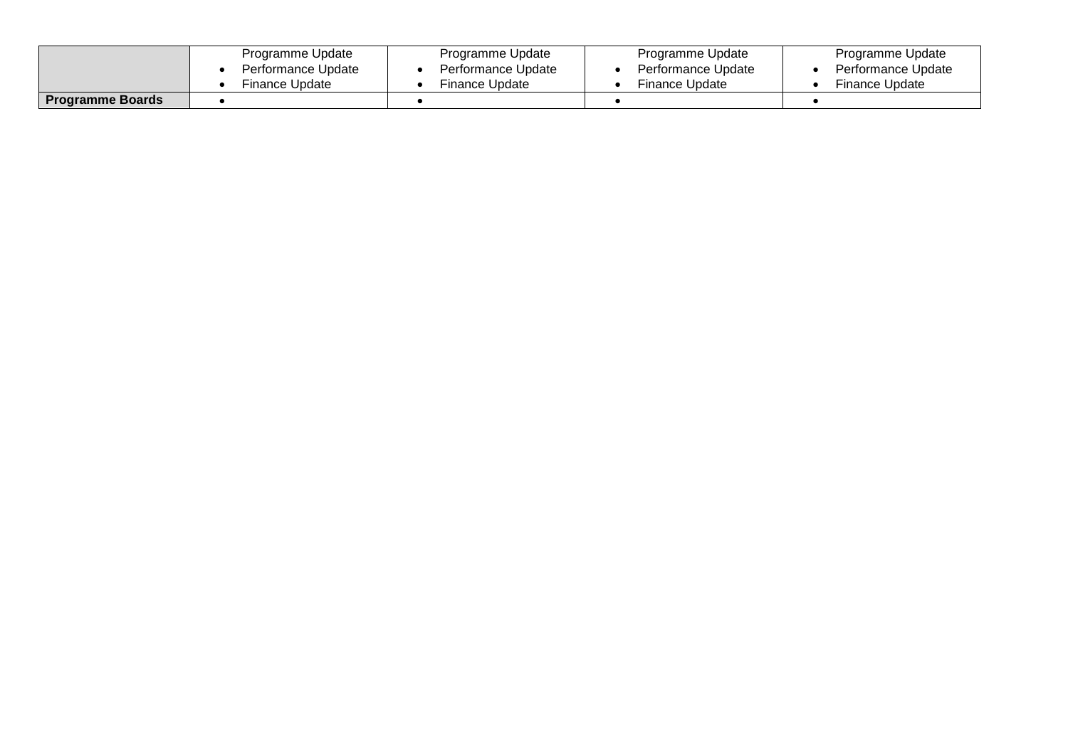| | | | | |
|---|---|---|---|---|
| | Programme Update<br>• Performance Update<br>• Finance Update | Programme Update<br>• Performance Update<br>• Finance Update | Programme Update<br>• Performance Update<br>• Finance Update | Programme Update<br>• Performance Update<br>• Finance Update |
| **Programme Boards** | • | • | • | • |